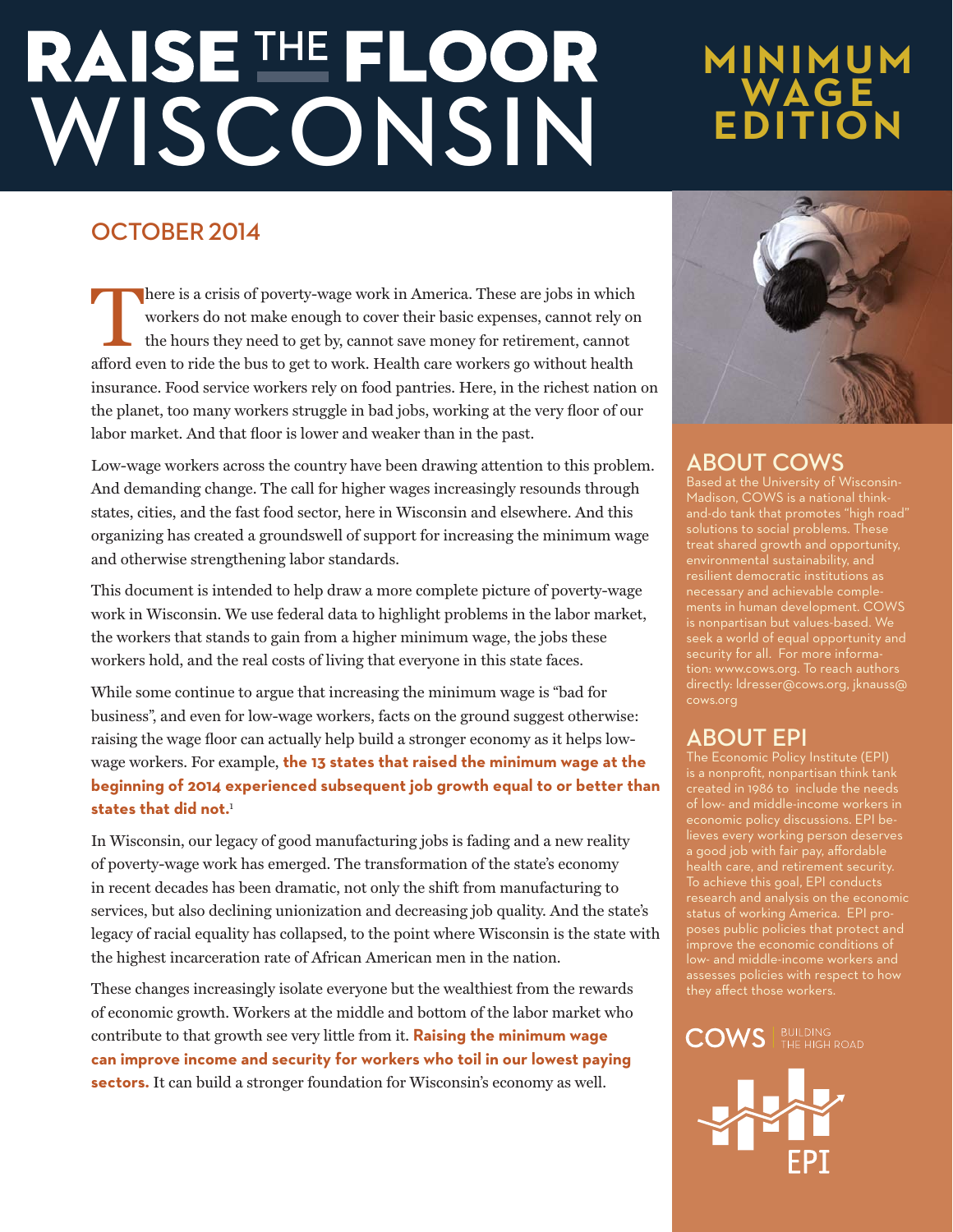# RAISE THE FLOOR WISCONSIN

## MINIMUM WAGE EDITION

## OCTOBER 2014

There is a crisis of poverty-wage work in America. These are jobs in which workers do not make enough to cover their basic expenses, cannot rely on the hours they need to get by, cannot save money for retirement, cannot afford even to ride the bus to get to work. Health care workers go without health insurance. Food service workers rely on food pantries. Here, in the richest nation on the planet, too many workers struggle in bad jobs, working at the very floor of our labor market. And that floor is lower and weaker than in the past.

Low-wage workers across the country have been drawing attention to this problem. And demanding change. The call for higher wages increasingly resounds through states, cities, and the fast food sector, here in Wisconsin and elsewhere. And this organizing has created a groundswell of support for increasing the minimum wage and otherwise strengthening labor standards.

This document is intended to help draw a more complete picture of poverty-wage work in Wisconsin. We use federal data to highlight problems in the labor market, the workers that stands to gain from a higher minimum wage, the jobs these workers hold, and the real costs of living that everyone in this state faces.

While some continue to argue that increasing the minimum wage is "bad for business", and even for low-wage workers, facts on the ground suggest otherwise: raising the wage floor can actually help build a stronger economy as it helps low-wage workers. For example, **the 13 states that raised the minimum wage at the beginning of 2014 experienced subsequent job growth equal to or better than states that did not.**[1]

In Wisconsin, our legacy of good manufacturing jobs is fading and a new reality of poverty-wage work has emerged. The transformation of the state's economy in recent decades has been dramatic, not only the shift from manufacturing to services, but also declining unionization and decreasing job quality. And the state's legacy of racial equality has collapsed, to the point where Wisconsin is the state with the highest incarceration rate of African American men in the nation.

These changes increasingly isolate everyone but the wealthiest from the rewards of economic growth. Workers at the middle and bottom of the labor market who contribute to that growth see very little from it. **Raising the minimum wage can improve income and security for workers who toil in our lowest paying sectors.** It can build a stronger foundation for Wisconsin's economy as well.

## ABOUT COWS

Based at the University of Wisconsin-Madison, COWS is a national think-and-do tank that promotes "high road" solutions to social problems. These treat shared growth and opportunity, environmental sustainability, and resilient democratic institutions as necessary and achievable complements in human development. COWS is nonpartisan but values-based. We seek a world of equal opportunity and security for all. For more information: www.cows.org. To reach authors directly: ldresser@cows.org, jknauss@cows.org

## ABOUT EPI

The Economic Policy Institute (EPI) is a nonprofit, nonpartisan think tank created in 1986 to include the needs of low- and middle-income workers in economic policy discussions. EPI believes every working person deserves a good job with fair pay, affordable health care, and retirement security. To achieve this goal, EPI conducts research and analysis on the economic status of working America. EPI proposes public policies that protect and improve the economic conditions of low- and middle-income workers and assesses policies with respect to how they affect those workers.

COWS | BUILDING THE HIGH ROAD

EPI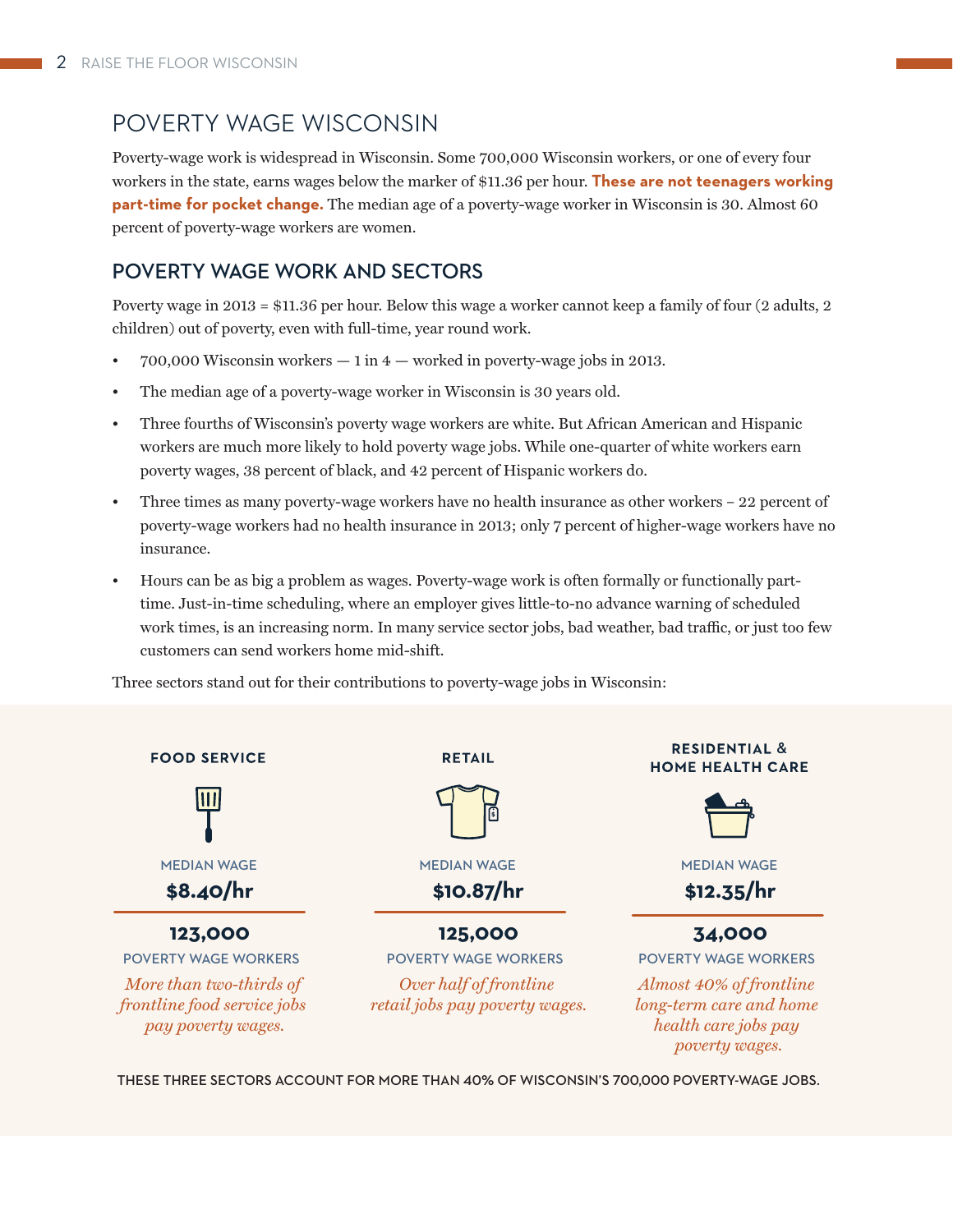# POVERTY WAGE WISCONSIN

Poverty-wage work is widespread in Wisconsin. Some 700,000 Wisconsin workers, or one of every four workers in the state, earns wages below the marker of $11.36 per hour. **These are not teenagers working part-time for pocket change.** The median age of a poverty-wage worker in Wisconsin is 30. Almost 60 percent of poverty-wage workers are women.

## POVERTY WAGE WORK AND SECTORS

Poverty wage in 2013 = $11.36 per hour. Below this wage a worker cannot keep a family of four (2 adults, 2 children) out of poverty, even with full-time, year round work.

- 700,000 Wisconsin workers — 1 in 4 — worked in poverty-wage jobs in 2013.
- The median age of a poverty-wage worker in Wisconsin is 30 years old.
- Three fourths of Wisconsin's poverty wage workers are white. But African American and Hispanic workers are much more likely to hold poverty wage jobs. While one-quarter of white workers earn poverty wages, 38 percent of black, and 42 percent of Hispanic workers do.
- Three times as many poverty-wage workers have no health insurance as other workers – 22 percent of poverty-wage workers had no health insurance in 2013; only 7 percent of higher-wage workers have no insurance.
- Hours can be as big a problem as wages. Poverty-wage work is often formally or functionally part-time. Just-in-time scheduling, where an employer gives little-to-no advance warning of scheduled work times, is an increasing norm. In many service sector jobs, bad weather, bad traffic, or just too few customers can send workers home mid-shift.

Three sectors stand out for their contributions to poverty-wage jobs in Wisconsin:

### FOOD SERVICE

MEDIAN WAGE
**$8.40/hr**

**123,000**
POVERTY WAGE WORKERS

*More than two-thirds of frontline food service jobs pay poverty wages.*

### RETAIL

MEDIAN WAGE
**$10.87/hr**

**125,000**
POVERTY WAGE WORKERS

*Over half of frontline retail jobs pay poverty wages.*

### RESIDENTIAL & HOME HEALTH CARE

MEDIAN WAGE
**$12.35/hr**

**34,000**
POVERTY WAGE WORKERS

*Almost 40% of frontline long-term care and home health care jobs pay poverty wages.*

THESE THREE SECTORS ACCOUNT FOR MORE THAN 40% OF WISCONSIN'S 700,000 POVERTY-WAGE JOBS.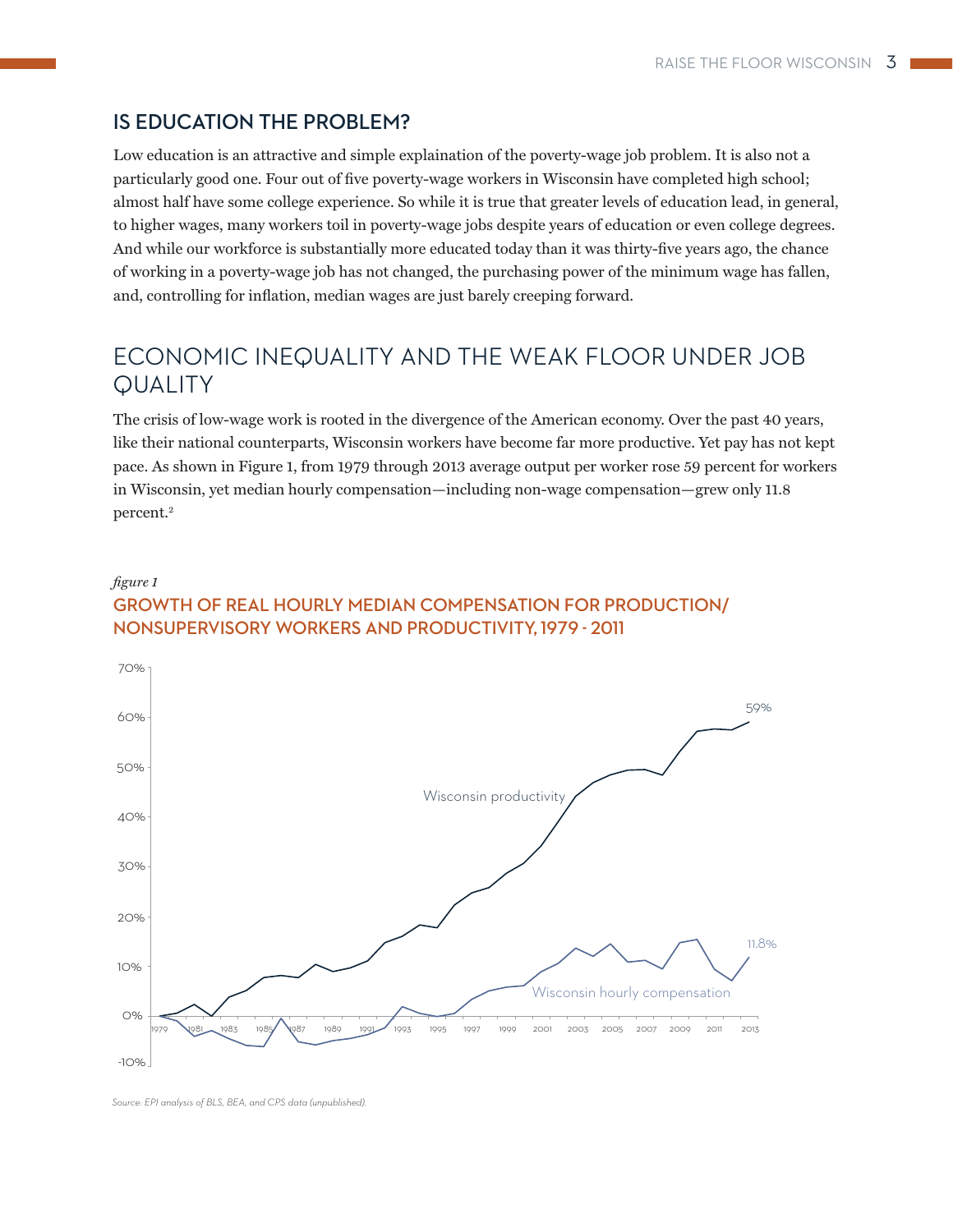## IS EDUCATION THE PROBLEM?

Low education is an attractive and simple explaination of the poverty-wage job problem. It is also not a particularly good one. Four out of five poverty-wage workers in Wisconsin have completed high school; almost half have some college experience. So while it is true that greater levels of education lead, in general, to higher wages, many workers toil in poverty-wage jobs despite years of education or even college degrees. And while our workforce is substantially more educated today than it was thirty-five years ago, the chance of working in a poverty-wage job has not changed, the purchasing power of the minimum wage has fallen, and, controlling for inflation, median wages are just barely creeping forward.

# ECONOMIC INEQUALITY AND THE WEAK FLOOR UNDER JOB QUALITY

The crisis of low-wage work is rooted in the divergence of the American economy. Over the past 40 years, like their national counterparts, Wisconsin workers have become far more productive. Yet pay has not kept pace. As shown in Figure 1, from 1979 through 2013 average output per worker rose 59 percent for workers in Wisconsin, yet median hourly compensation—including non-wage compensation—grew only 11.8 percent.[2]

*figure 1*

**GROWTH OF REAL HOURLY MEDIAN COMPENSATION FOR PRODUCTION/ NONSUPERVISORY WORKERS AND PRODUCTIVITY, 1979 - 2011**

*Source: EPI analysis of BLS, BEA, and CPS data (unpublished).*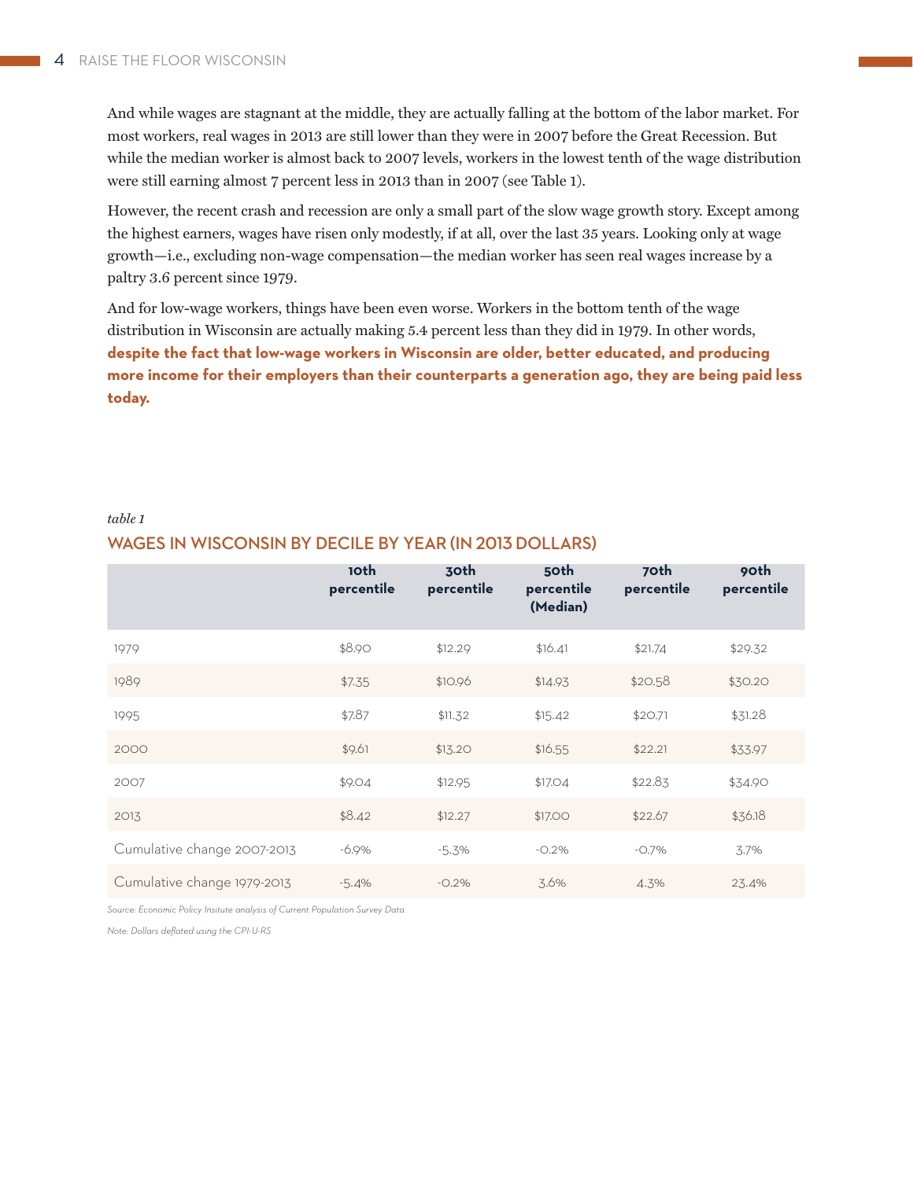And while wages are stagnant at the middle, they are actually falling at the bottom of the labor market. For most workers, real wages in 2013 are still lower than they were in 2007 before the Great Recession. But while the median worker is almost back to 2007 levels, workers in the lowest tenth of the wage distribution were still earning almost 7 percent less in 2013 than in 2007 (see Table 1).

However, the recent crash and recession are only a small part of the slow wage growth story. Except among the highest earners, wages have risen only modestly, if at all, over the last 35 years. Looking only at wage growth—i.e., excluding non-wage compensation—the median worker has seen real wages increase by a paltry 3.6 percent since 1979.

And for low-wage workers, things have been even worse. Workers in the bottom tenth of the wage distribution in Wisconsin are actually making 5.4 percent less than they did in 1979. In other words, **despite the fact that low-wage workers in Wisconsin are older, better educated, and producing more income for their employers than their counterparts a generation ago, they are being paid less today.**

*table 1*

## WAGES IN WISCONSIN BY DECILE BY YEAR (IN 2013 DOLLARS)

| | 10th percentile | 30th percentile | 50th percentile (Median) | 70th percentile | 90th percentile |
|---|---|---|---|---|---|
| 1979 | $8.90 | $12.29 | $16.41 | $21.74 | $29.32 |
| 1989 | $7.35 | $10.96 | $14.93 | $20.58 | $30.20 |
| 1995 | $7.87 | $11.32 | $15.42 | $20.71 | $31.28 |
| 2000 | $9.61 | $13.20 | $16.55 | $22.21 | $33.97 |
| 2007 | $9.04 | $12.95 | $17.04 | $22.83 | $34.90 |
| 2013 | $8.42 | $12.27 | $17.00 | $22.67 | $36.18 |
| Cumulative change 2007-2013 | -6.9% | -5.3% | -0.2% | -0.7% | 3.7% |
| Cumulative change 1979-2013 | -5.4% | -0.2% | 3.6% | 4.3% | 23.4% |

*Source: Economic Policy Insitute analysis of Current Population Survey Data*

*Note: Dollars deflated using the CPI-U-RS*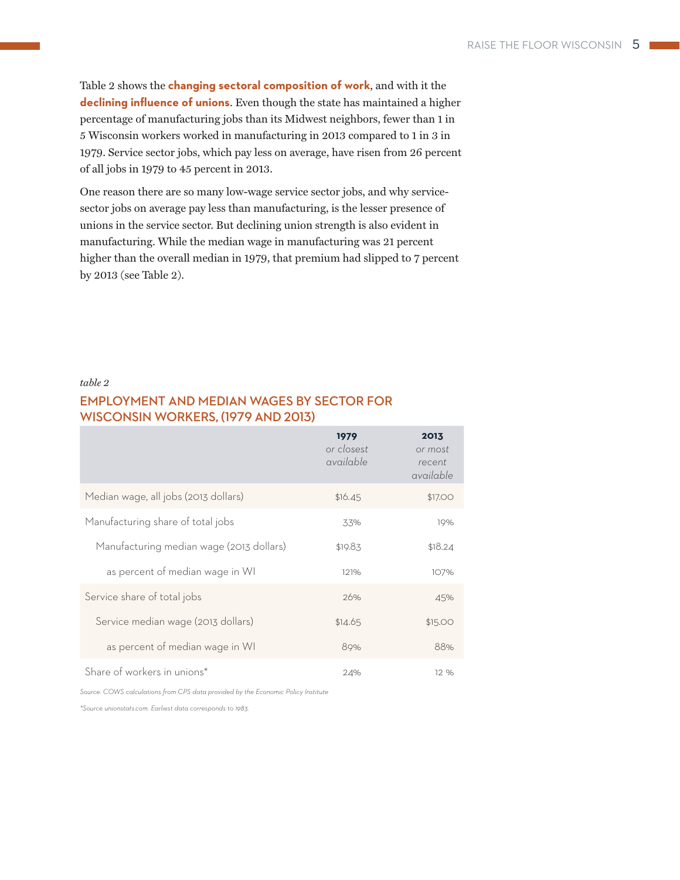Table 2 shows the **changing sectoral composition of work**, and with it the **declining influence of unions**. Even though the state has maintained a higher percentage of manufacturing jobs than its Midwest neighbors, fewer than 1 in 5 Wisconsin workers worked in manufacturing in 2013 compared to 1 in 3 in 1979. Service sector jobs, which pay less on average, have risen from 26 percent of all jobs in 1979 to 45 percent in 2013.

One reason there are so many low-wage service sector jobs, and why service-sector jobs on average pay less than manufacturing, is the lesser presence of unions in the service sector. But declining union strength is also evident in manufacturing. While the median wage in manufacturing was 21 percent higher than the overall median in 1979, that premium had slipped to 7 percent by 2013 (see Table 2).

*table 2*

## EMPLOYMENT AND MEDIAN WAGES BY SECTOR FOR WISCONSIN WORKERS, (1979 AND 2013)

| | **1979** *or closest available* | **2013** *or most recent available* |
|---|---|---|
| Median wage, all jobs (2013 dollars) | $16.45 | $17.00 |
| Manufacturing share of total jobs | 33% | 19% |
| Manufacturing median wage (2013 dollars) | $19.83 | $18.24 |
| as percent of median wage in WI | 121% | 107% |
| Service share of total jobs | 26% | 45% |
| Service median wage (2013 dollars) | $14.65 | $15.00 |
| as percent of median wage in WI | 89% | 88% |
| Share of workers in unions* | 24% | 12 % |

*Source: COWS calculations from CPS data provided by the Economic Policy Institute*

*\*Source unionstats.com. Earliest data corresponds to 1983.*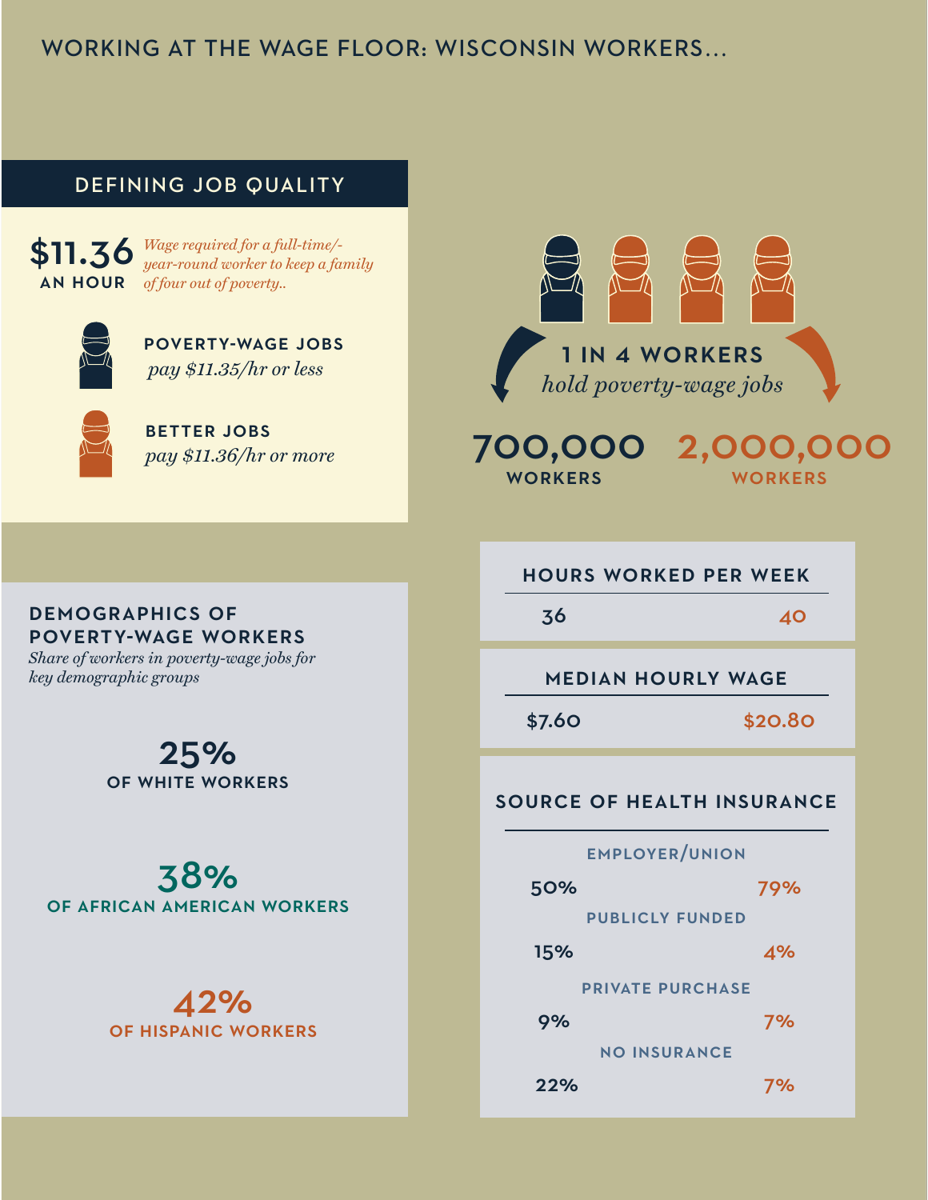# WORKING AT THE WAGE FLOOR: WISCONSIN WORKERS...

## DEFINING JOB QUALITY

**$11.36 AN HOUR** *Wage required for a full-time/-year-round worker to keep a family of four out of poverty..*

**POVERTY-WAGE JOBS**
*pay $11.35/hr or less*

**BETTER JOBS**
*pay $11.36/hr or more*

**1 IN 4 WORKERS**
*hold poverty-wage jobs*

**700,000** WORKERS

**2,000,000** WORKERS

| | Poverty-wage jobs | Better jobs |
|---|---|---|
| **HOURS WORKED PER WEEK** | 36 | 40 |
| **MEDIAN HOURLY WAGE** | $7.60 | $20.80 |

### SOURCE OF HEALTH INSURANCE

| | Poverty-wage jobs | Better jobs |
|---|---|---|
| EMPLOYER/UNION | 50% | 79% |
| PUBLICLY FUNDED | 15% | 4% |
| PRIVATE PURCHASE | 9% | 7% |
| NO INSURANCE | 22% | 7% |

## DEMOGRAPHICS OF POVERTY-WAGE WORKERS

*Share of workers in poverty-wage jobs for key demographic groups*

**25%** OF WHITE WORKERS

**38%** OF AFRICAN AMERICAN WORKERS

**42%** OF HISPANIC WORKERS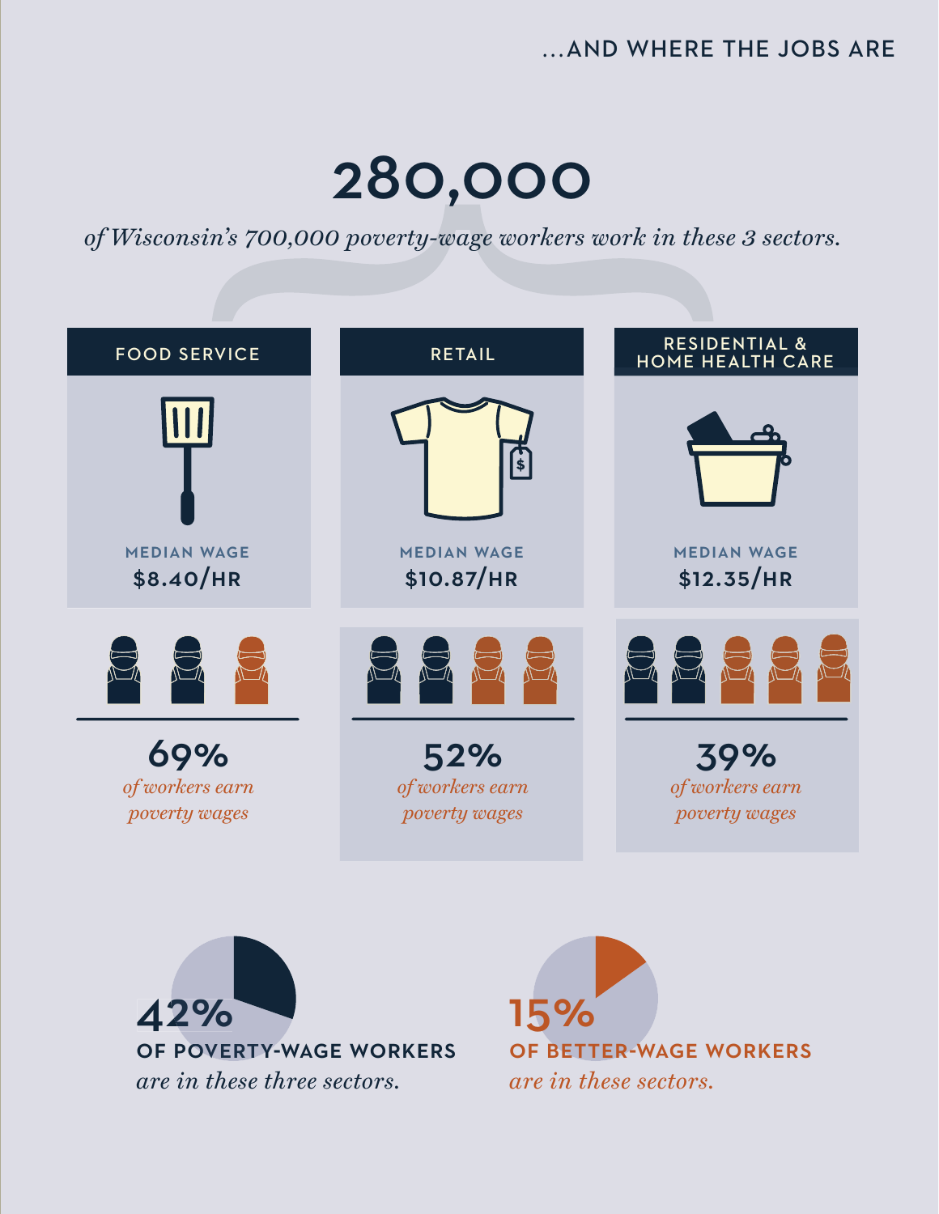…AND WHERE THE JOBS ARE

# 280,000

*of Wisconsin's 700,000 poverty-wage workers work in these 3 sectors.*

## FOOD SERVICE

MEDIAN WAGE

**$8.40/HR**

**69%**

*of workers earn poverty wages*

## RETAIL

MEDIAN WAGE

**$10.87/HR**

**52%**

*of workers earn poverty wages*

## RESIDENTIAL & HOME HEALTH CARE

MEDIAN WAGE

**$12.35/HR**

**39%**

*of workers earn poverty wages*

**42%**

**OF POVERTY-WAGE WORKERS**

*are in these three sectors.*

**15%**

**OF BETTER-WAGE WORKERS**

*are in these sectors.*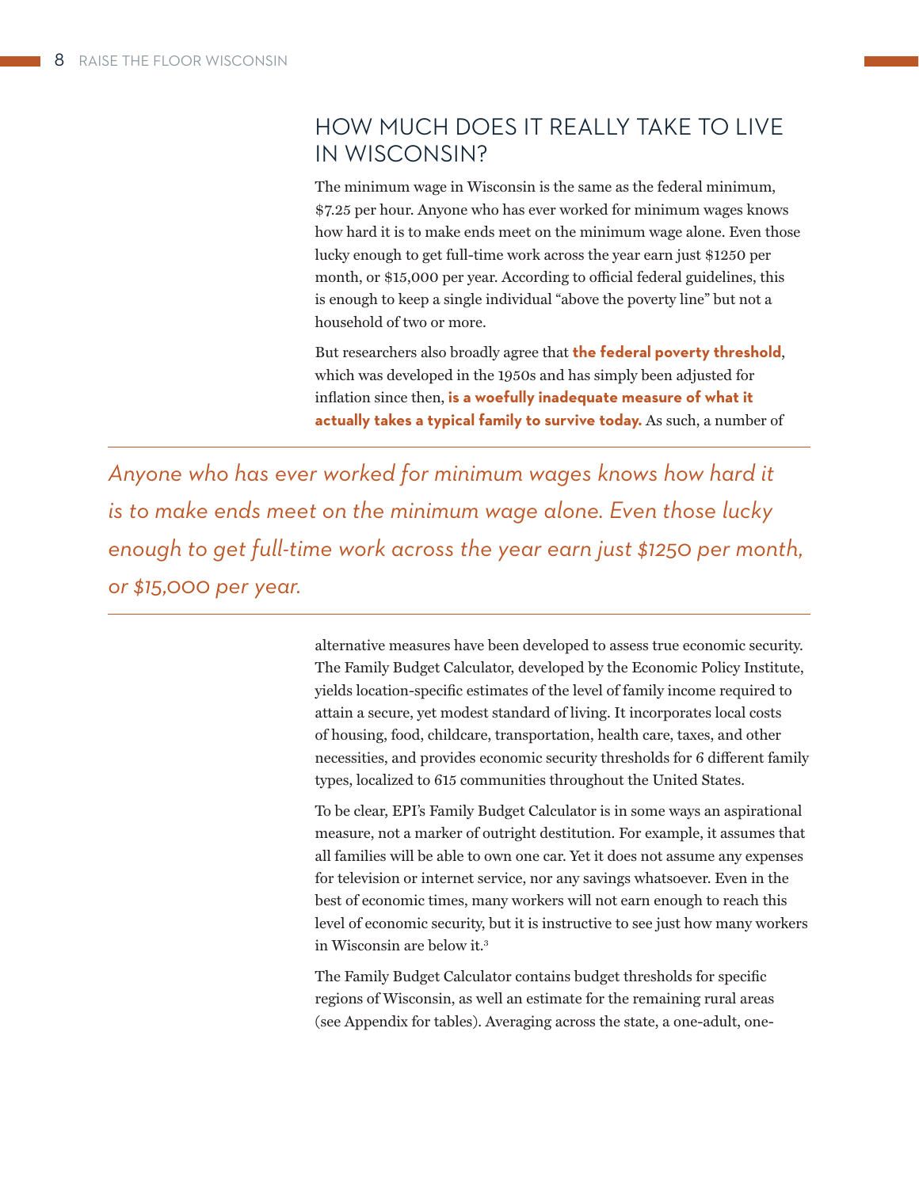## HOW MUCH DOES IT REALLY TAKE TO LIVE IN WISCONSIN?

The minimum wage in Wisconsin is the same as the federal minimum, $7.25 per hour. Anyone who has ever worked for minimum wages knows how hard it is to make ends meet on the minimum wage alone. Even those lucky enough to get full-time work across the year earn just $1250 per month, or $15,000 per year. According to official federal guidelines, this is enough to keep a single individual "above the poverty line" but not a household of two or more.

But researchers also broadly agree that **the federal poverty threshold**, which was developed in the 1950s and has simply been adjusted for inflation since then, **is a woefully inadequate measure of what it actually takes a typical family to survive today.** As such, a number of alternative measures have been developed to assess true economic security. The Family Budget Calculator, developed by the Economic Policy Institute, yields location-specific estimates of the level of family income required to attain a secure, yet modest standard of living. It incorporates local costs of housing, food, childcare, transportation, health care, taxes, and other necessities, and provides economic security thresholds for 6 different family types, localized to 615 communities throughout the United States.

> *Anyone who has ever worked for minimum wages knows how hard it is to make ends meet on the minimum wage alone. Even those lucky enough to get full-time work across the year earn just $1250 per month, or $15,000 per year.*

To be clear, EPI's Family Budget Calculator is in some ways an aspirational measure, not a marker of outright destitution. For example, it assumes that all families will be able to own one car. Yet it does not assume any expenses for television or internet service, nor any savings whatsoever. Even in the best of economic times, many workers will not earn enough to reach this level of economic security, but it is instructive to see just how many workers in Wisconsin are below it.[3]

The Family Budget Calculator contains budget thresholds for specific regions of Wisconsin, as well an estimate for the remaining rural areas (see Appendix for tables). Averaging across the state, a one-adult, one-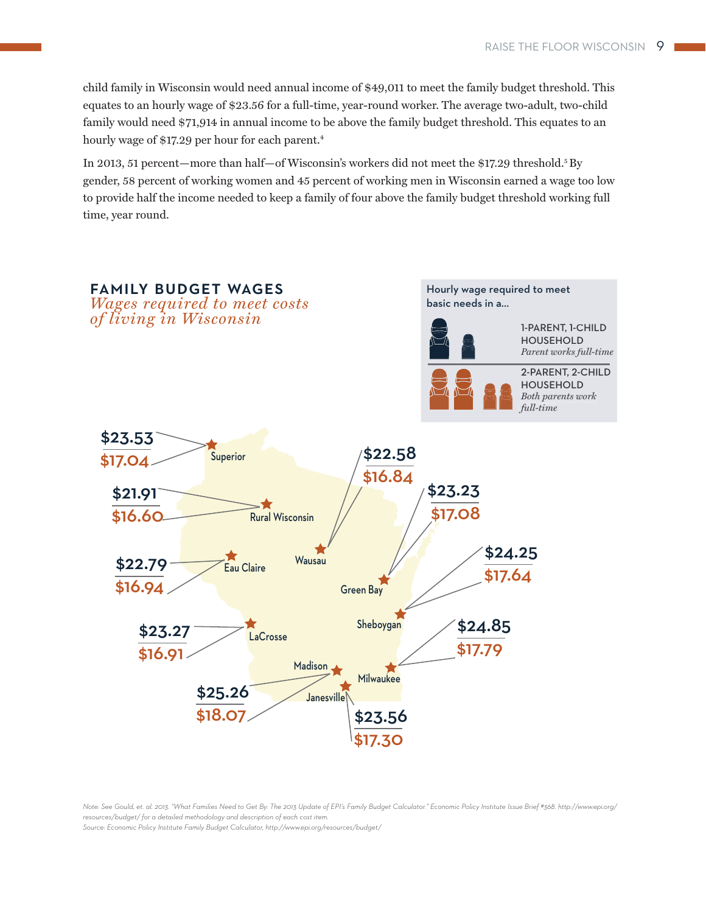child family in Wisconsin would need annual income of $49,011 to meet the family budget threshold. This equates to an hourly wage of $23.56 for a full-time, year-round worker. The average two-adult, two-child family would need $71,914 in annual income to be above the family budget threshold. This equates to an hourly wage of $17.29 per hour for each parent.[4]

In 2013, 51 percent—more than half—of Wisconsin's workers did not meet the $17.29 threshold.[5] By gender, 58 percent of working women and 45 percent of working men in Wisconsin earned a wage too low to provide half the income needed to keep a family of four above the family budget threshold working full time, year round.

## FAMILY BUDGET WAGES

*Wages required to meet costs of living in Wisconsin*

Hourly wage required to meet basic needs in a...

| Location | 1-PARENT, 1-CHILD HOUSEHOLD (*Parent works full-time*) | 2-PARENT, 2-CHILD HOUSEHOLD (*Both parents work full-time*) |
|---|---|---|
| Superior | $23.53 | $17.04 |
| Rural Wisconsin | $21.91 | $16.60 |
| Eau Claire | $22.79 | $16.94 |
| LaCrosse | $23.27 | $16.91 |
| Madison | $25.26 | $18.07 |
| Wausau | $22.58 | $16.84 |
| Green Bay | $23.23 | $17.08 |
| Sheboygan | $24.25 | $17.64 |
| Milwaukee | $24.85 | $17.79 |
| Janesville | $23.56 | $17.30 |

*Note: See Gould, et. al. 2013. "What Families Need to Get By: The 2013 Update of EPI's Family Budget Calculator." Economic Policy Institute Issue Brief #368. http://www.epi.org/resources/budget/ for a detailed methodology and description of each cost item.*
*Source: Economic Policy Institute Family Budget Calculator, http://www.epi.org/resources/budget/*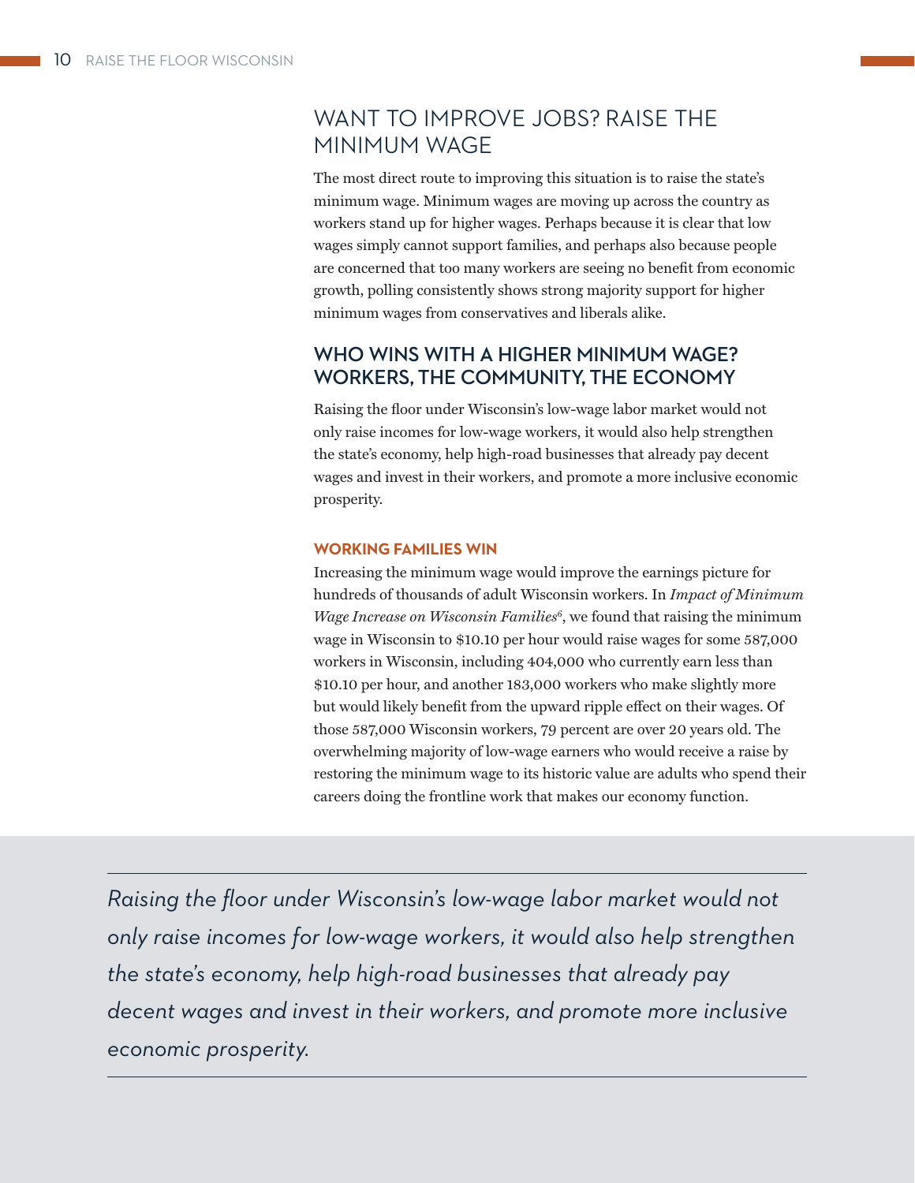## WANT TO IMPROVE JOBS? RAISE THE MINIMUM WAGE

The most direct route to improving this situation is to raise the state's minimum wage. Minimum wages are moving up across the country as workers stand up for higher wages. Perhaps because it is clear that low wages simply cannot support families, and perhaps also because people are concerned that too many workers are seeing no benefit from economic growth, polling consistently shows strong majority support for higher minimum wages from conservatives and liberals alike.

## WHO WINS WITH A HIGHER MINIMUM WAGE? WORKERS, THE COMMUNITY, THE ECONOMY

Raising the floor under Wisconsin's low-wage labor market would not only raise incomes for low-wage workers, it would also help strengthen the state's economy, help high-road businesses that already pay decent wages and invest in their workers, and promote a more inclusive economic prosperity.

### WORKING FAMILIES WIN

Increasing the minimum wage would improve the earnings picture for hundreds of thousands of adult Wisconsin workers. In *Impact of Minimum Wage Increase on Wisconsin Families*[6], we found that raising the minimum wage in Wisconsin to $10.10 per hour would raise wages for some 587,000 workers in Wisconsin, including 404,000 who currently earn less than $10.10 per hour, and another 183,000 workers who make slightly more but would likely benefit from the upward ripple effect on their wages. Of those 587,000 Wisconsin workers, 79 percent are over 20 years old. The overwhelming majority of low-wage earners who would receive a raise by restoring the minimum wage to its historic value are adults who spend their careers doing the frontline work that makes our economy function.

---

*Raising the floor under Wisconsin's low-wage labor market would not only raise incomes for low-wage workers, it would also help strengthen the state's economy, help high-road businesses that already pay decent wages and invest in their workers, and promote more inclusive economic prosperity.*

---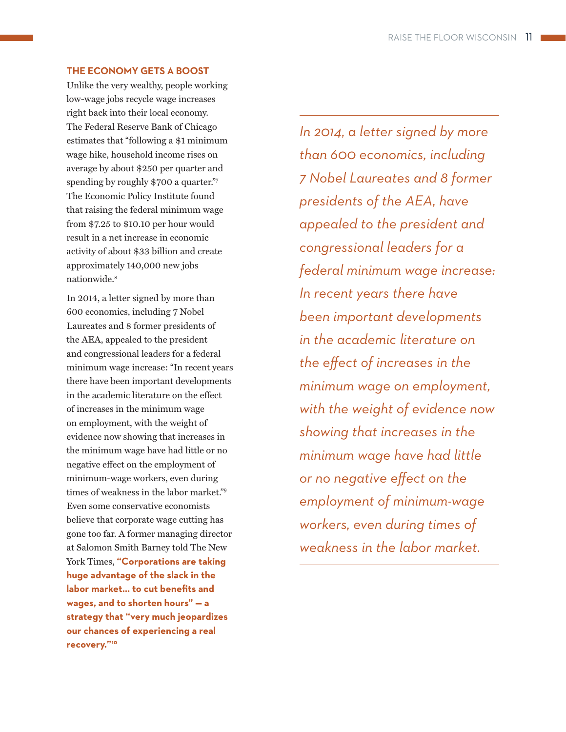## THE ECONOMY GETS A BOOST

Unlike the very wealthy, people working low-wage jobs recycle wage increases right back into their local economy. The Federal Reserve Bank of Chicago estimates that "following a $1 minimum wage hike, household income rises on average by about $250 per quarter and spending by roughly $700 a quarter."[7] The Economic Policy Institute found that raising the federal minimum wage from $7.25 to $10.10 per hour would result in a net increase in economic activity of about $33 billion and create approximately 140,000 new jobs nationwide.[8]

In 2014, a letter signed by more than 600 economics, including 7 Nobel Laureates and 8 former presidents of the AEA, appealed to the president and congressional leaders for a federal minimum wage increase: "In recent years there have been important developments in the academic literature on the effect of increases in the minimum wage on employment, with the weight of evidence now showing that increases in the minimum wage have had little or no negative effect on the employment of minimum-wage workers, even during times of weakness in the labor market."[9] Even some conservative economists believe that corporate wage cutting has gone too far. A former managing director at Salomon Smith Barney told The New York Times, **"Corporations are taking huge advantage of the slack in the labor market... to cut benefits and wages, and to shorten hours" — a strategy that "very much jeopardizes our chances of experiencing a real recovery."[10]**

*In 2014, a letter signed by more than 600 economics, including 7 Nobel Laureates and 8 former presidents of the AEA, have appealed to the president and congressional leaders for a federal minimum wage increase: In recent years there have been important developments in the academic literature on the effect of increases in the minimum wage on employment, with the weight of evidence now showing that increases in the minimum wage have had little or no negative effect on the employment of minimum-wage workers, even during times of weakness in the labor market.*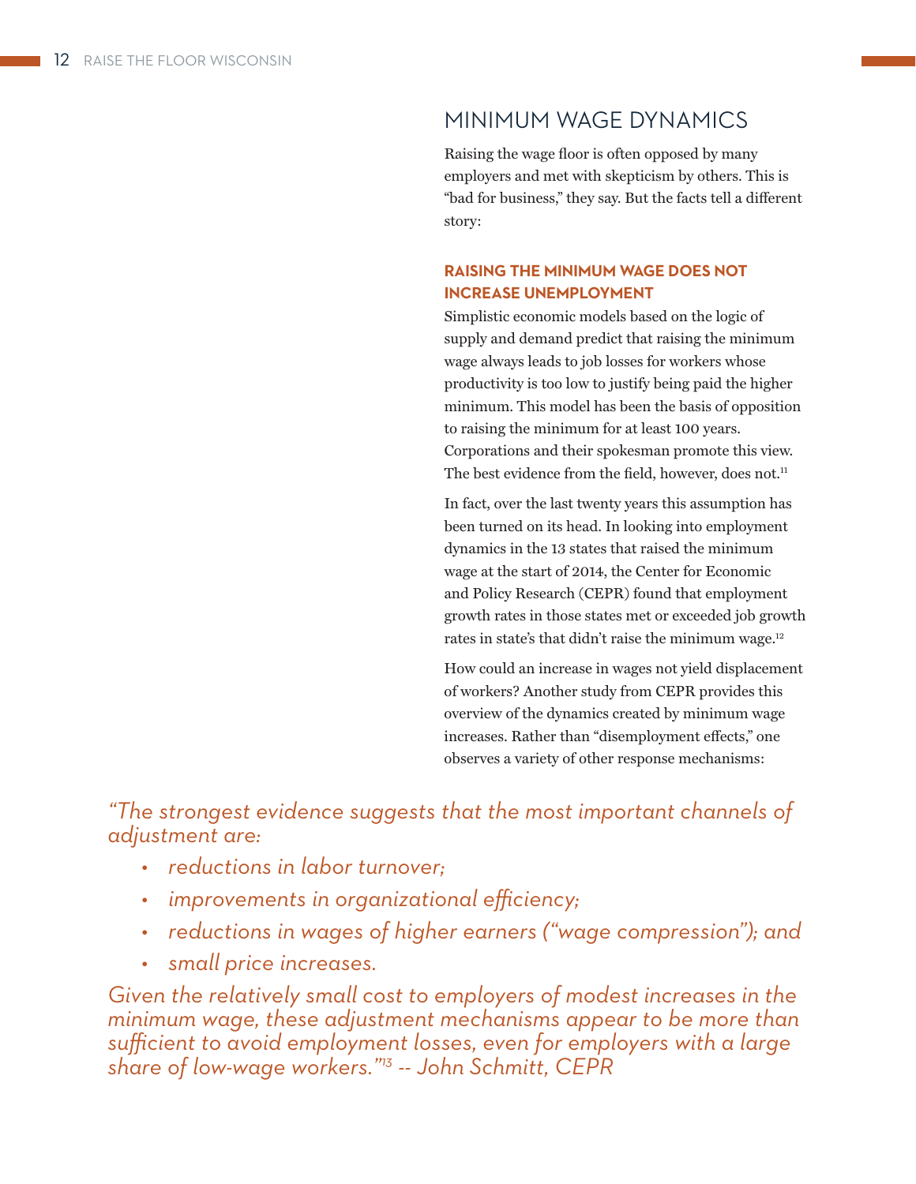## MINIMUM WAGE DYNAMICS

Raising the wage floor is often opposed by many employers and met with skepticism by others. This is "bad for business," they say. But the facts tell a different story:

### RAISING THE MINIMUM WAGE DOES NOT INCREASE UNEMPLOYMENT

Simplistic economic models based on the logic of supply and demand predict that raising the minimum wage always leads to job losses for workers whose productivity is too low to justify being paid the higher minimum. This model has been the basis of opposition to raising the minimum for at least 100 years. Corporations and their spokesman promote this view. The best evidence from the field, however, does not.[11]

In fact, over the last twenty years this assumption has been turned on its head. In looking into employment dynamics in the 13 states that raised the minimum wage at the start of 2014, the Center for Economic and Policy Research (CEPR) found that employment growth rates in those states met or exceeded job growth rates in state's that didn't raise the minimum wage.[12]

How could an increase in wages not yield displacement of workers? Another study from CEPR provides this overview of the dynamics created by minimum wage increases. Rather than "disemployment effects," one observes a variety of other response mechanisms:

*"The strongest evidence suggests that the most important channels of adjustment are:*

- *reductions in labor turnover;*
- *improvements in organizational efficiency;*
- *reductions in wages of higher earners ("wage compression"); and*
- *small price increases.*

*Given the relatively small cost to employers of modest increases in the minimum wage, these adjustment mechanisms appear to be more than sufficient to avoid employment losses, even for employers with a large share of low-wage workers."[13] -- John Schmitt, CEPR*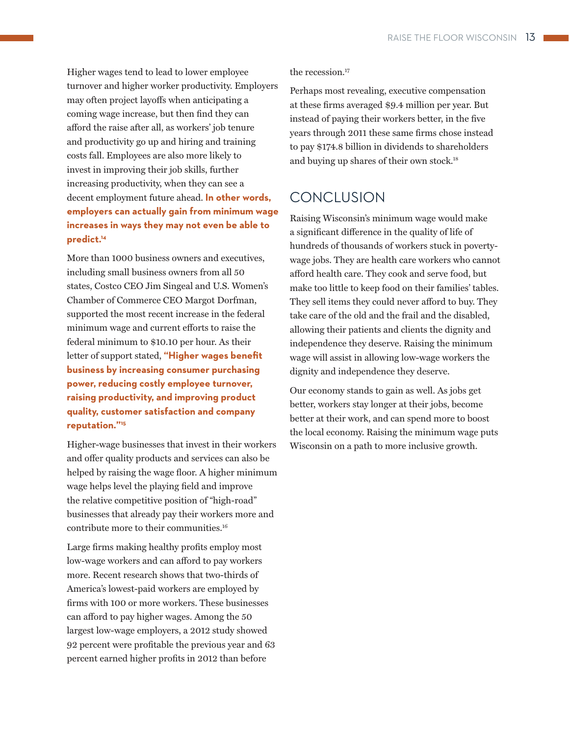Higher wages tend to lead to lower employee turnover and higher worker productivity. Employers may often project layoffs when anticipating a coming wage increase, but then find they can afford the raise after all, as workers' job tenure and productivity go up and hiring and training costs fall. Employees are also more likely to invest in improving their job skills, further increasing productivity, when they can see a decent employment future ahead. **In other words, employers can actually gain from minimum wage increases in ways they may not even be able to predict.**[14]

More than 1000 business owners and executives, including small business owners from all 50 states, Costco CEO Jim Singeal and U.S. Women's Chamber of Commerce CEO Margot Dorfman, supported the most recent increase in the federal minimum wage and current efforts to raise the federal minimum to $10.10 per hour. As their letter of support stated, **"Higher wages benefit business by increasing consumer purchasing power, reducing costly employee turnover, raising productivity, and improving product quality, customer satisfaction and company reputation."**[15]

Higher-wage businesses that invest in their workers and offer quality products and services can also be helped by raising the wage floor. A higher minimum wage helps level the playing field and improve the relative competitive position of "high-road" businesses that already pay their workers more and contribute more to their communities.[16]

Large firms making healthy profits employ most low-wage workers and can afford to pay workers more. Recent research shows that two-thirds of America's lowest-paid workers are employed by firms with 100 or more workers. These businesses can afford to pay higher wages. Among the 50 largest low-wage employers, a 2012 study showed 92 percent were profitable the previous year and 63 percent earned higher profits in 2012 than before the recession.[17]

Perhaps most revealing, executive compensation at these firms averaged $9.4 million per year. But instead of paying their workers better, in the five years through 2011 these same firms chose instead to pay $174.8 billion in dividends to shareholders and buying up shares of their own stock.[18]

## CONCLUSION

Raising Wisconsin's minimum wage would make a significant difference in the quality of life of hundreds of thousands of workers stuck in poverty-wage jobs. They are health care workers who cannot afford health care. They cook and serve food, but make too little to keep food on their families' tables. They sell items they could never afford to buy. They take care of the old and the frail and the disabled, allowing their patients and clients the dignity and independence they deserve. Raising the minimum wage will assist in allowing low-wage workers the dignity and independence they deserve.

Our economy stands to gain as well. As jobs get better, workers stay longer at their jobs, become better at their work, and can spend more to boost the local economy. Raising the minimum wage puts Wisconsin on a path to more inclusive growth.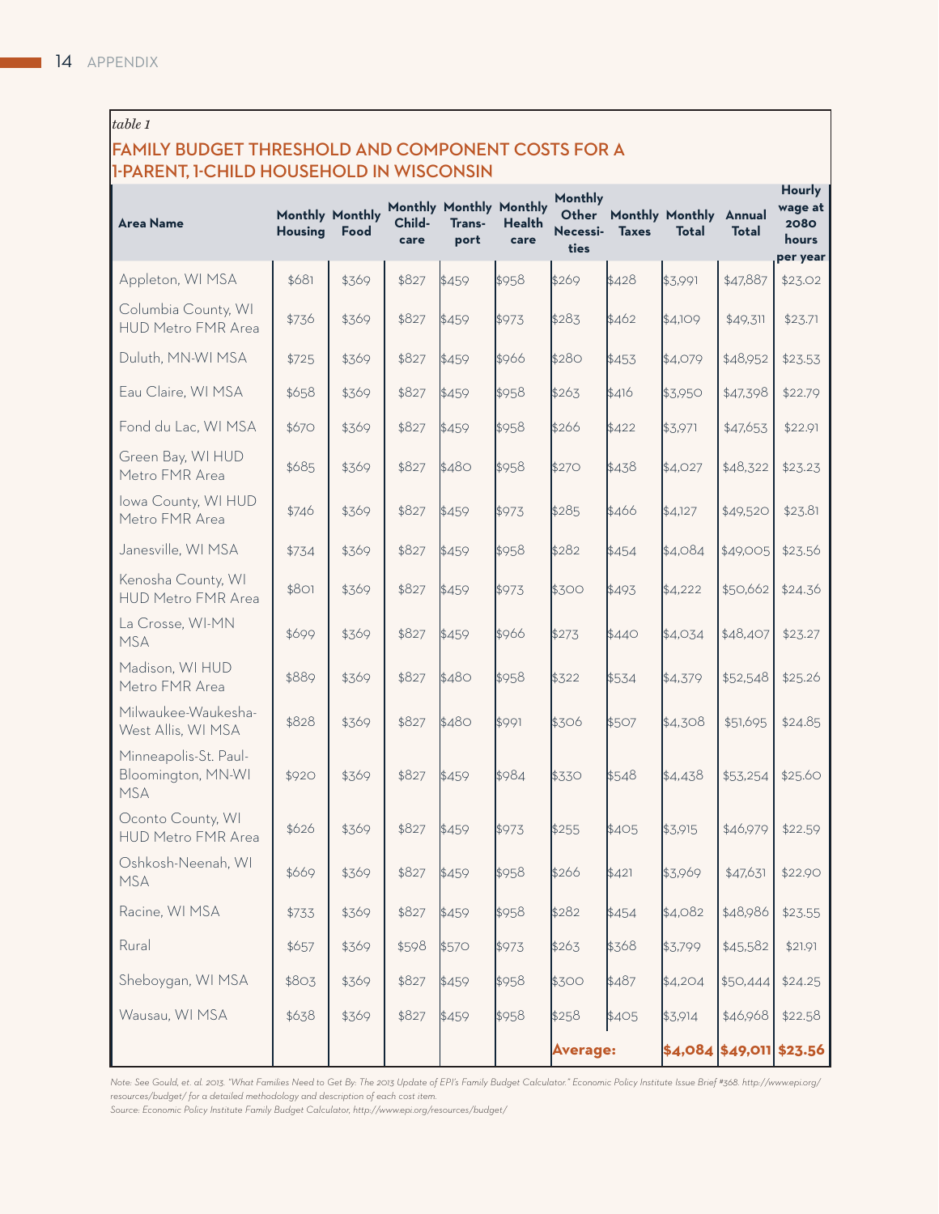*table 1*

## FAMILY BUDGET THRESHOLD AND COMPONENT COSTS FOR A 1-PARENT, 1-CHILD HOUSEHOLD IN WISCONSIN

| Area Name | Monthly Housing | Monthly Food | Monthly Child-care | Monthly Trans-port | Monthly Health care | Monthly Other Necessi-ties | Monthly Taxes | Monthly Total | Annual Total | Hourly wage at 2080 hours per year |
|---|---|---|---|---|---|---|---|---|---|---|
| Appleton, WI MSA | $681 | $369 | $827 | $459 | $958 | $269 | $428 | $3,991 | $47,887 | $23.02 |
| Columbia County, WI HUD Metro FMR Area | $736 | $369 | $827 | $459 | $973 | $283 | $462 | $4,109 | $49,311 | $23.71 |
| Duluth, MN-WI MSA | $725 | $369 | $827 | $459 | $966 | $280 | $453 | $4,079 | $48,952 | $23.53 |
| Eau Claire, WI MSA | $658 | $369 | $827 | $459 | $958 | $263 | $416 | $3,950 | $47,398 | $22.79 |
| Fond du Lac, WI MSA | $670 | $369 | $827 | $459 | $958 | $266 | $422 | $3,971 | $47,653 | $22.91 |
| Green Bay, WI HUD Metro FMR Area | $685 | $369 | $827 | $480 | $958 | $270 | $438 | $4,027 | $48,322 | $23.23 |
| Iowa County, WI HUD Metro FMR Area | $746 | $369 | $827 | $459 | $973 | $285 | $466 | $4,127 | $49,520 | $23.81 |
| Janesville, WI MSA | $734 | $369 | $827 | $459 | $958 | $282 | $454 | $4,084 | $49,005 | $23.56 |
| Kenosha County, WI HUD Metro FMR Area | $801 | $369 | $827 | $459 | $973 | $300 | $493 | $4,222 | $50,662 | $24.36 |
| La Crosse, WI-MN MSA | $699 | $369 | $827 | $459 | $966 | $273 | $440 | $4,034 | $48,407 | $23.27 |
| Madison, WI HUD Metro FMR Area | $889 | $369 | $827 | $480 | $958 | $322 | $534 | $4,379 | $52,548 | $25.26 |
| Milwaukee-Waukesha-West Allis, WI MSA | $828 | $369 | $827 | $480 | $991 | $306 | $507 | $4,308 | $51,695 | $24.85 |
| Minneapolis-St. Paul-Bloomington, MN-WI MSA | $920 | $369 | $827 | $459 | $984 | $330 | $548 | $4,438 | $53,254 | $25.60 |
| Oconto County, WI HUD Metro FMR Area | $626 | $369 | $827 | $459 | $973 | $255 | $405 | $3,915 | $46,979 | $22.59 |
| Oshkosh-Neenah, WI MSA | $669 | $369 | $827 | $459 | $958 | $266 | $421 | $3,969 | $47,631 | $22.90 |
| Racine, WI MSA | $733 | $369 | $827 | $459 | $958 | $282 | $454 | $4,082 | $48,986 | $23.55 |
| Rural | $657 | $369 | $598 | $570 | $973 | $263 | $368 | $3,799 | $45,582 | $21.91 |
| Sheboygan, WI MSA | $803 | $369 | $827 | $459 | $958 | $300 | $487 | $4,204 | $50,444 | $24.25 |
| Wausau, WI MSA | $638 | $369 | $827 | $459 | $958 | $258 | $405 | $3,914 | $46,968 | $22.58 |
| | | | | | | **Average:** | | **$4,084** | **$49,011** | **$23.56** |

*Note: See Gould, et. al. 2013. "What Families Need to Get By: The 2013 Update of EPI's Family Budget Calculator." Economic Policy Institute Issue Brief #368. http://www.epi.org/resources/budget/ for a detailed methodology and description of each cost item.*
*Source: Economic Policy Institute Family Budget Calculator, http://www.epi.org/resources/budget/*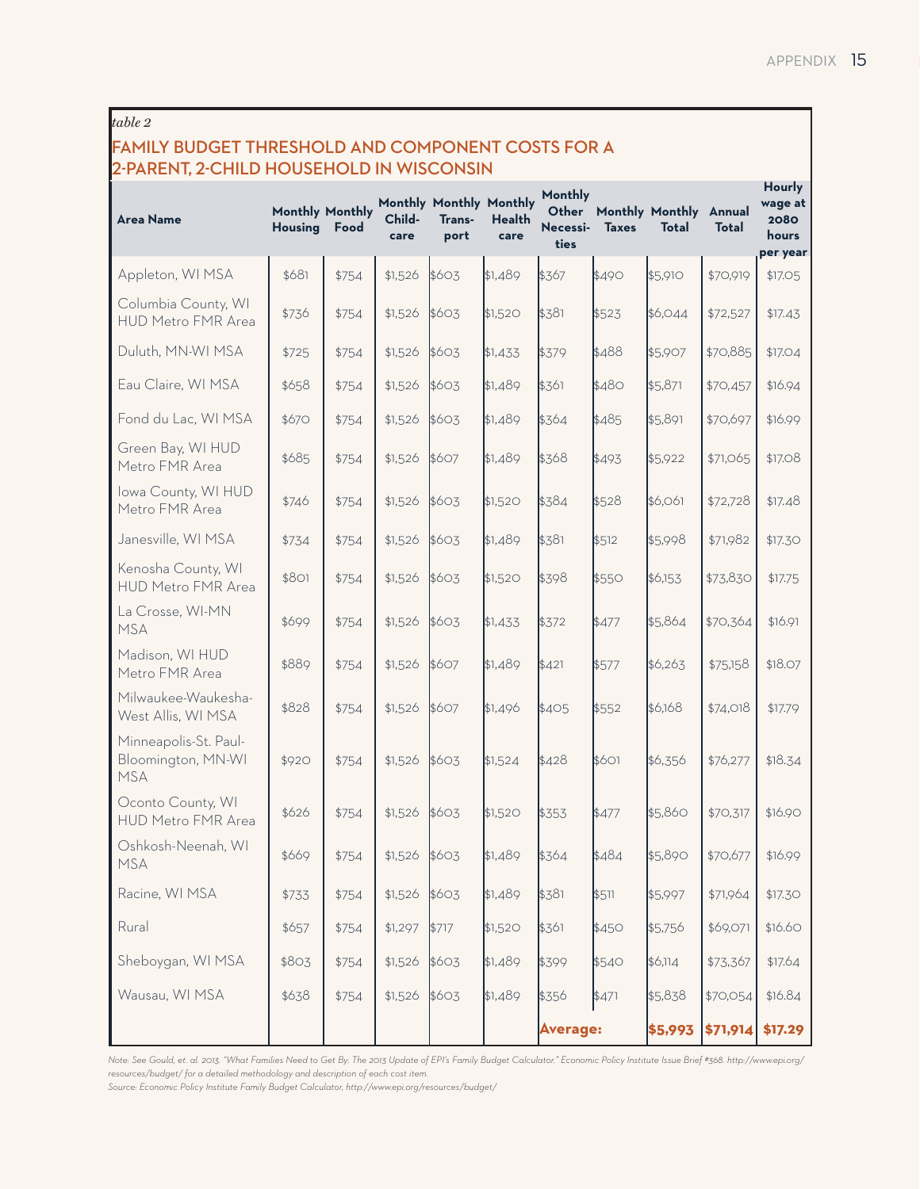*table 2*

## FAMILY BUDGET THRESHOLD AND COMPONENT COSTS FOR A 2-PARENT, 2-CHILD HOUSEHOLD IN WISCONSIN

| Area Name | Monthly Housing | Monthly Food | Monthly Child-care | Monthly Trans-port | Monthly Health care | Monthly Other Necessi-ties | Monthly Taxes | Monthly Total | Annual Total | Hourly wage at 2080 hours per year |
|---|---|---|---|---|---|---|---|---|---|---|
| Appleton, WI MSA | $681 | $754 | $1,526 | $603 | $1,489 | $367 | $490 | $5,910 | $70,919 | $17.05 |
| Columbia County, WI HUD Metro FMR Area | $736 | $754 | $1,526 | $603 | $1,520 | $381 | $523 | $6,044 | $72,527 | $17.43 |
| Duluth, MN-WI MSA | $725 | $754 | $1,526 | $603 | $1,433 | $379 | $488 | $5,907 | $70,885 | $17.04 |
| Eau Claire, WI MSA | $658 | $754 | $1,526 | $603 | $1,489 | $361 | $480 | $5,871 | $70,457 | $16.94 |
| Fond du Lac, WI MSA | $670 | $754 | $1,526 | $603 | $1,489 | $364 | $485 | $5,891 | $70,697 | $16.99 |
| Green Bay, WI HUD Metro FMR Area | $685 | $754 | $1,526 | $607 | $1,489 | $368 | $493 | $5,922 | $71,065 | $17.08 |
| Iowa County, WI HUD Metro FMR Area | $746 | $754 | $1,526 | $603 | $1,520 | $384 | $528 | $6,061 | $72,728 | $17.48 |
| Janesville, WI MSA | $734 | $754 | $1,526 | $603 | $1,489 | $381 | $512 | $5,998 | $71,982 | $17.30 |
| Kenosha County, WI HUD Metro FMR Area | $801 | $754 | $1,526 | $603 | $1,520 | $398 | $550 | $6,153 | $73,830 | $17.75 |
| La Crosse, WI-MN MSA | $699 | $754 | $1,526 | $603 | $1,433 | $372 | $477 | $5,864 | $70,364 | $16.91 |
| Madison, WI HUD Metro FMR Area | $889 | $754 | $1,526 | $607 | $1,489 | $421 | $577 | $6,263 | $75,158 | $18.07 |
| Milwaukee-Waukesha-West Allis, WI MSA | $828 | $754 | $1,526 | $607 | $1,496 | $405 | $552 | $6,168 | $74,018 | $17.79 |
| Minneapolis-St. Paul-Bloomington, MN-WI MSA | $920 | $754 | $1,526 | $603 | $1,524 | $428 | $601 | $6,356 | $76,277 | $18.34 |
| Oconto County, WI HUD Metro FMR Area | $626 | $754 | $1,526 | $603 | $1,520 | $353 | $477 | $5,860 | $70,317 | $16.90 |
| Oshkosh-Neenah, WI MSA | $669 | $754 | $1,526 | $603 | $1,489 | $364 | $484 | $5,890 | $70,677 | $16.99 |
| Racine, WI MSA | $733 | $754 | $1,526 | $603 | $1,489 | $381 | $511 | $5,997 | $71,964 | $17.30 |
| Rural | $657 | $754 | $1,297 | $717 | $1,520 | $361 | $450 | $5,756 | $69,071 | $16.60 |
| Sheboygan, WI MSA | $803 | $754 | $1,526 | $603 | $1,489 | $399 | $540 | $6,114 | $73,367 | $17.64 |
| Wausau, WI MSA | $638 | $754 | $1,526 | $603 | $1,489 | $356 | $471 | $5,838 | $70,054 | $16.84 |
| | | | | | | **Average:** | | **$5,993** | **$71,914** | **$17.29** |

*Note: See Gould, et. al. 2013. "What Families Need to Get By: The 2013 Update of EPI's Family Budget Calculator." Economic Policy Institute Issue Brief #368. http://www.epi.org/resources/budget/ for a detailed methodology and description of each cost item.*

*Source: Economic Policy Institute Family Budget Calculator, http://www.epi.org/resources/budget/*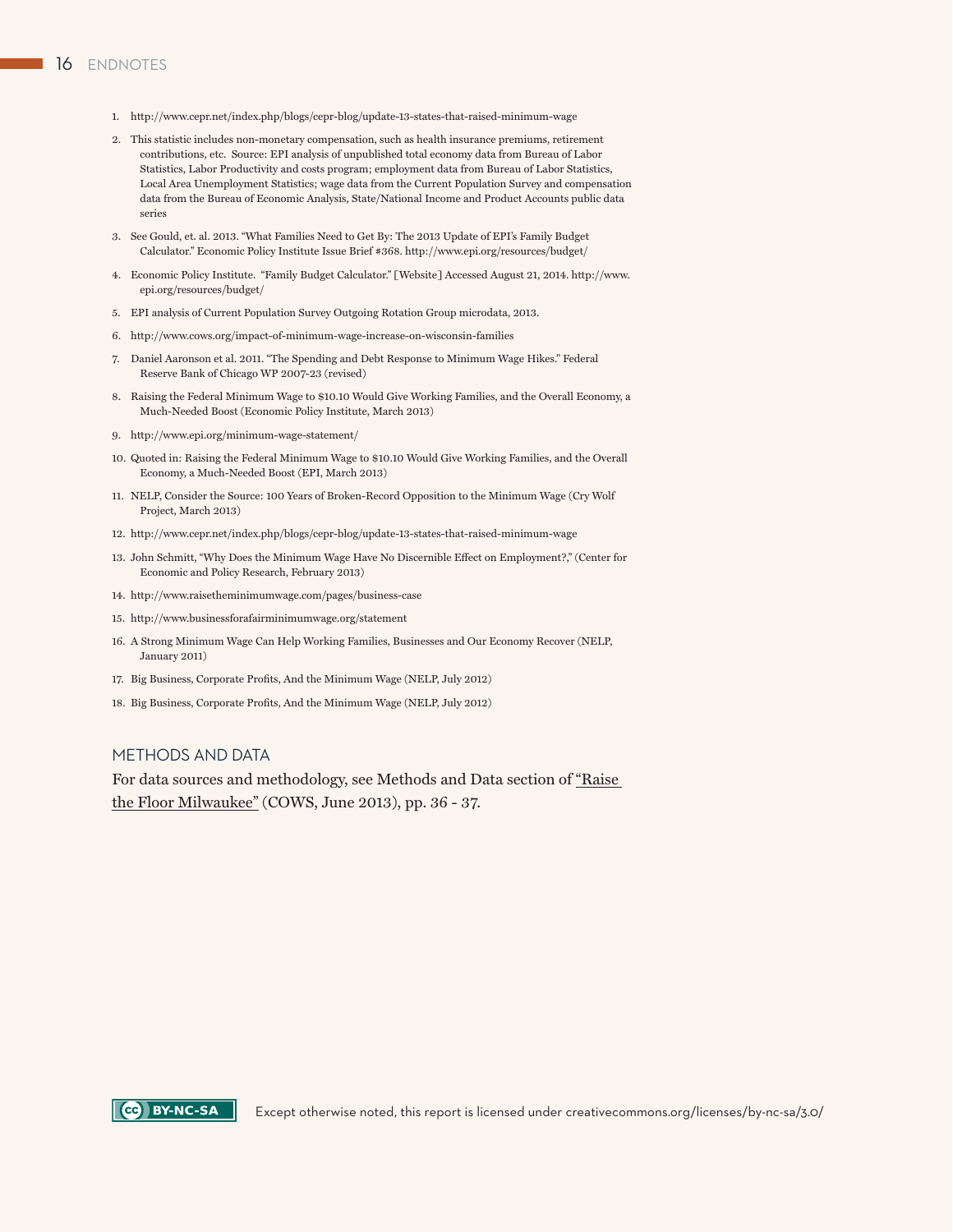## ENDNOTES

1. http://www.cepr.net/index.php/blogs/cepr-blog/update-13-states-that-raised-minimum-wage
2. This statistic includes non-monetary compensation, such as health insurance premiums, retirement contributions, etc. Source: EPI analysis of unpublished total economy data from Bureau of Labor Statistics, Labor Productivity and costs program; employment data from Bureau of Labor Statistics, Local Area Unemployment Statistics; wage data from the Current Population Survey and compensation data from the Bureau of Economic Analysis, State/National Income and Product Accounts public data series
3. See Gould, et. al. 2013. "What Families Need to Get By: The 2013 Update of EPI's Family Budget Calculator." Economic Policy Institute Issue Brief #368. http://www.epi.org/resources/budget/
4. Economic Policy Institute. "Family Budget Calculator." [Website] Accessed August 21, 2014. http://www.epi.org/resources/budget/
5. EPI analysis of Current Population Survey Outgoing Rotation Group microdata, 2013.
6. http://www.cows.org/impact-of-minimum-wage-increase-on-wisconsin-families
7. Daniel Aaronson et al. 2011. "The Spending and Debt Response to Minimum Wage Hikes." Federal Reserve Bank of Chicago WP 2007-23 (revised)
8. Raising the Federal Minimum Wage to $10.10 Would Give Working Families, and the Overall Economy, a Much-Needed Boost (Economic Policy Institute, March 2013)
9. http://www.epi.org/minimum-wage-statement/
10. Quoted in: Raising the Federal Minimum Wage to $10.10 Would Give Working Families, and the Overall Economy, a Much-Needed Boost (EPI, March 2013)
11. NELP, Consider the Source: 100 Years of Broken-Record Opposition to the Minimum Wage (Cry Wolf Project, March 2013)
12. http://www.cepr.net/index.php/blogs/cepr-blog/update-13-states-that-raised-minimum-wage
13. John Schmitt, "Why Does the Minimum Wage Have No Discernible Effect on Employment?," (Center for Economic and Policy Research, February 2013)
14. http://www.raisetheminimumwage.com/pages/business-case
15. http://www.businessforafairminimumwage.org/statement
16. A Strong Minimum Wage Can Help Working Families, Businesses and Our Economy Recover (NELP, January 2011)
17. Big Business, Corporate Profits, And the Minimum Wage (NELP, July 2012)
18. Big Business, Corporate Profits, And the Minimum Wage (NELP, July 2012)

## METHODS AND DATA

For data sources and methodology, see Methods and Data section of "Raise the Floor Milwaukee" (COWS, June 2013), pp. 36 - 37.

CC BY-NC-SA Except otherwise noted, this report is licensed under creativecommons.org/licenses/by-nc-sa/3.0/